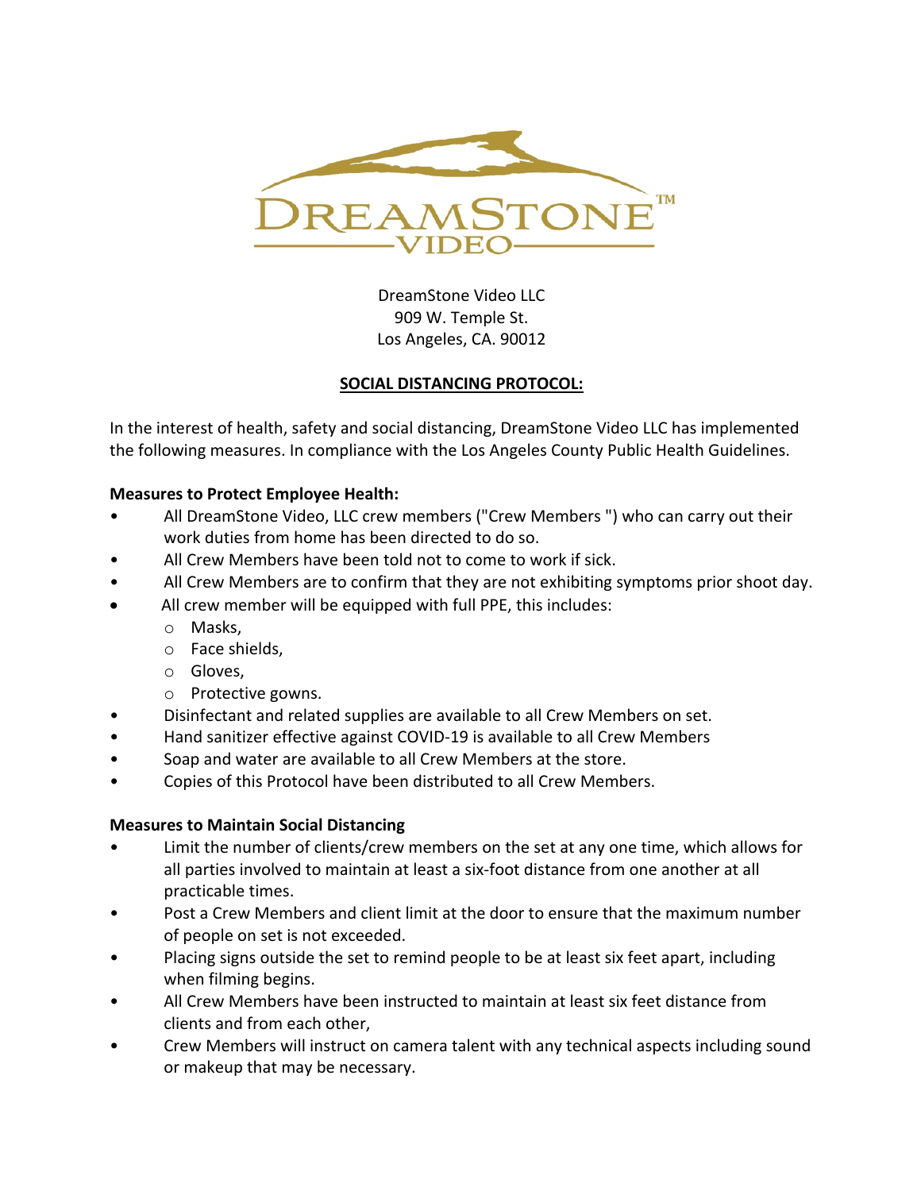DreamStone Video LLC
909 W. Temple St.
Los Angeles, CA. 90012

## SOCIAL DISTANCING PROTOCOL:

In the interest of health, safety and social distancing, DreamStone Video LLC has implemented the following measures. In compliance with the Los Angeles County Public Health Guidelines.

**Measures to Protect Employee Health:**

- All DreamStone Video, LLC crew members ("Crew Members ") who can carry out their work duties from home has been directed to do so.
- All Crew Members have been told not to come to work if sick.
- All Crew Members are to confirm that they are not exhibiting symptoms prior shoot day.
- All crew member will be equipped with full PPE, this includes:
  - Masks,
  - Face shields,
  - Gloves,
  - Protective gowns.
- Disinfectant and related supplies are available to all Crew Members on set.
- Hand sanitizer effective against COVID-19 is available to all Crew Members
- Soap and water are available to all Crew Members at the store.
- Copies of this Protocol have been distributed to all Crew Members.

**Measures to Maintain Social Distancing**

- Limit the number of clients/crew members on the set at any one time, which allows for all parties involved to maintain at least a six-foot distance from one another at all practicable times.
- Post a Crew Members and client limit at the door to ensure that the maximum number of people on set is not exceeded.
- Placing signs outside the set to remind people to be at least six feet apart, including when filming begins.
- All Crew Members have been instructed to maintain at least six feet distance from clients and from each other,
- Crew Members will instruct on camera talent with any technical aspects including sound or makeup that may be necessary.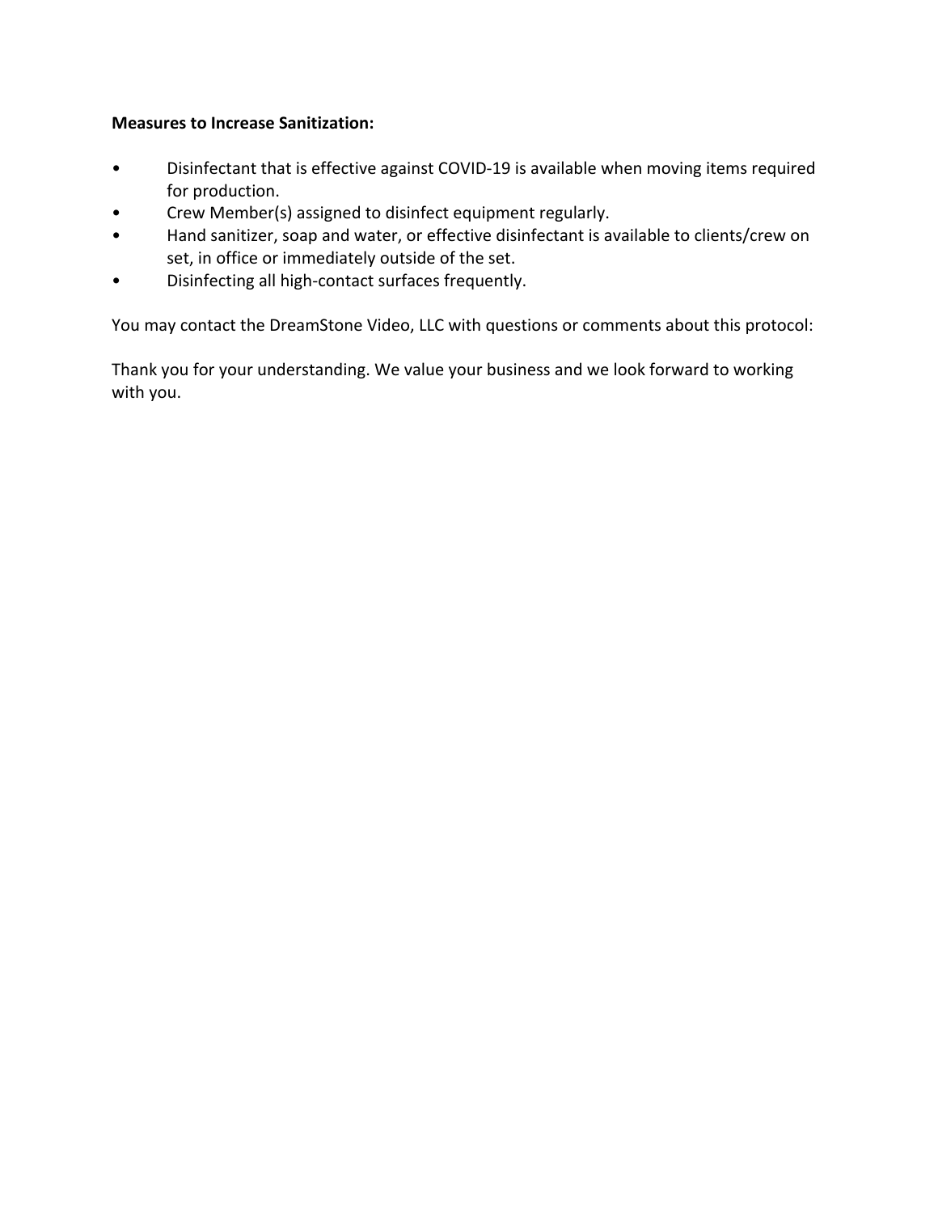**Measures to Increase Sanitization:**

- Disinfectant that is effective against COVID-19 is available when moving items required for production.
- Crew Member(s) assigned to disinfect equipment regularly.
- Hand sanitizer, soap and water, or effective disinfectant is available to clients/crew on set, in office or immediately outside of the set.
- Disinfecting all high-contact surfaces frequently.

You may contact the DreamStone Video, LLC with questions or comments about this protocol:

Thank you for your understanding. We value your business and we look forward to working with you.